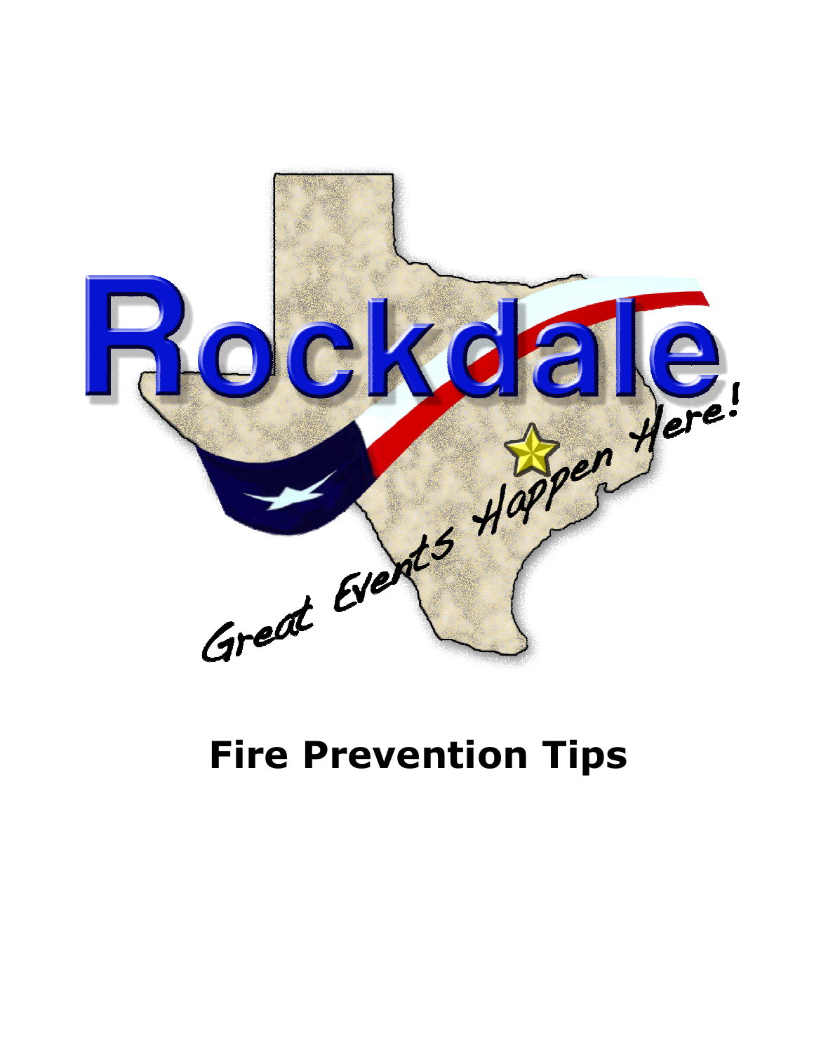Rockdale

Great Events Happen Here!

# Fire Prevention Tips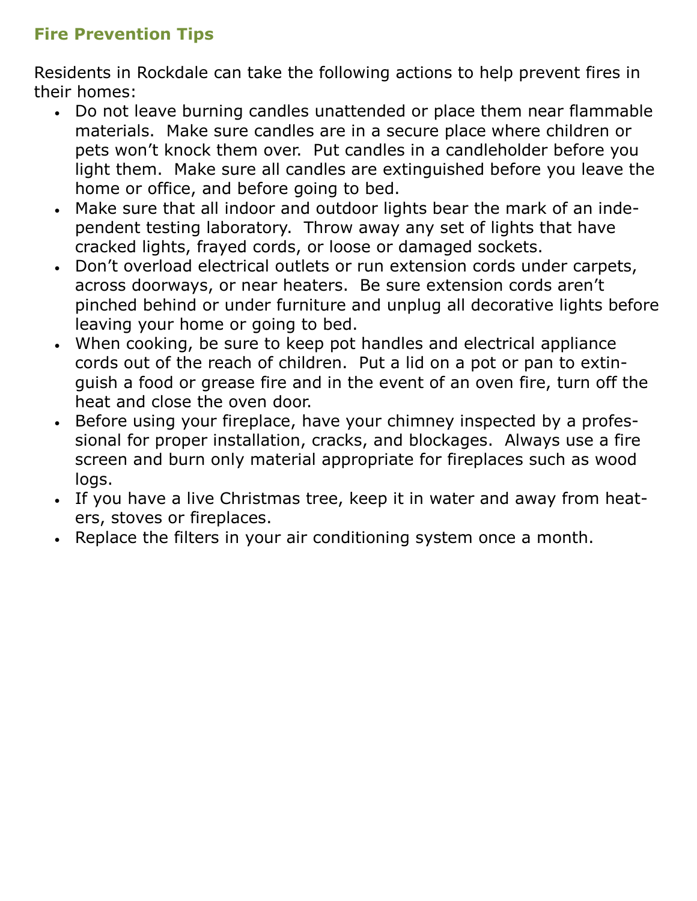## Fire Prevention Tips

Residents in Rockdale can take the following actions to help prevent fires in their homes:

- Do not leave burning candles unattended or place them near flammable materials. Make sure candles are in a secure place where children or pets won't knock them over. Put candles in a candleholder before you light them. Make sure all candles are extinguished before you leave the home or office, and before going to bed.
- Make sure that all indoor and outdoor lights bear the mark of an independent testing laboratory. Throw away any set of lights that have cracked lights, frayed cords, or loose or damaged sockets.
- Don't overload electrical outlets or run extension cords under carpets, across doorways, or near heaters. Be sure extension cords aren't pinched behind or under furniture and unplug all decorative lights before leaving your home or going to bed.
- When cooking, be sure to keep pot handles and electrical appliance cords out of the reach of children. Put a lid on a pot or pan to extinguish a food or grease fire and in the event of an oven fire, turn off the heat and close the oven door.
- Before using your fireplace, have your chimney inspected by a professional for proper installation, cracks, and blockages. Always use a fire screen and burn only material appropriate for fireplaces such as wood logs.
- If you have a live Christmas tree, keep it in water and away from heaters, stoves or fireplaces.
- Replace the filters in your air conditioning system once a month.